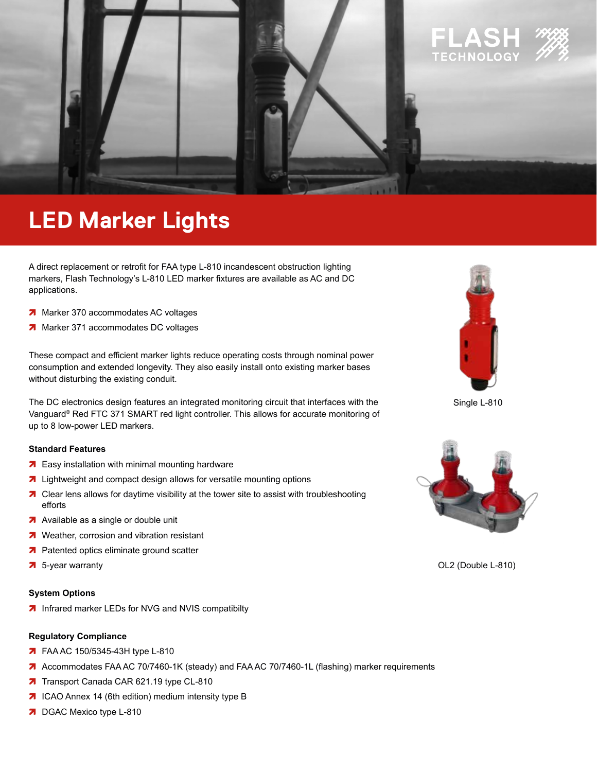# LED Marker Lights

A direct replacement or retrofit for FAA type L-810 incandescent obstruction lighting markers, Flash Technology's L-810 LED marker fixtures are available as AC and DC applications.

- Marker 370 accommodates AC voltages
- Marker 371 accommodates DC voltages

These compact and efficient marker lights reduce operating costs through nominal power consumption and extended longevity. They also easily install onto existing marker bases without disturbing the existing conduit.

The DC electronics design features an integrated monitoring circuit that interfaces with the Vanguard® Red FTC 371 SMART red light controller. This allows for accurate monitoring of up to 8 low-power LED markers.

Single L-810

OL2 (Double L-810)

### Standard Features

- Easy installation with minimal mounting hardware
- Lightweight and compact design allows for versatile mounting options
- Clear lens allows for daytime visibility at the tower site to assist with troubleshooting efforts
- Available as a single or double unit
- Weather, corrosion and vibration resistant
- Patented optics eliminate ground scatter
- 5-year warranty

### System Options

- Infrared marker LEDs for NVG and NVIS compatibilty

### Regulatory Compliance

- FAA AC 150/5345-43H type L-810
- Accommodates FAA AC 70/7460-1K (steady) and FAA AC 70/7460-1L (flashing) marker requirements
- Transport Canada CAR 621.19 type CL-810
- ICAO Annex 14 (6th edition) medium intensity type B
- DGAC Mexico type L-810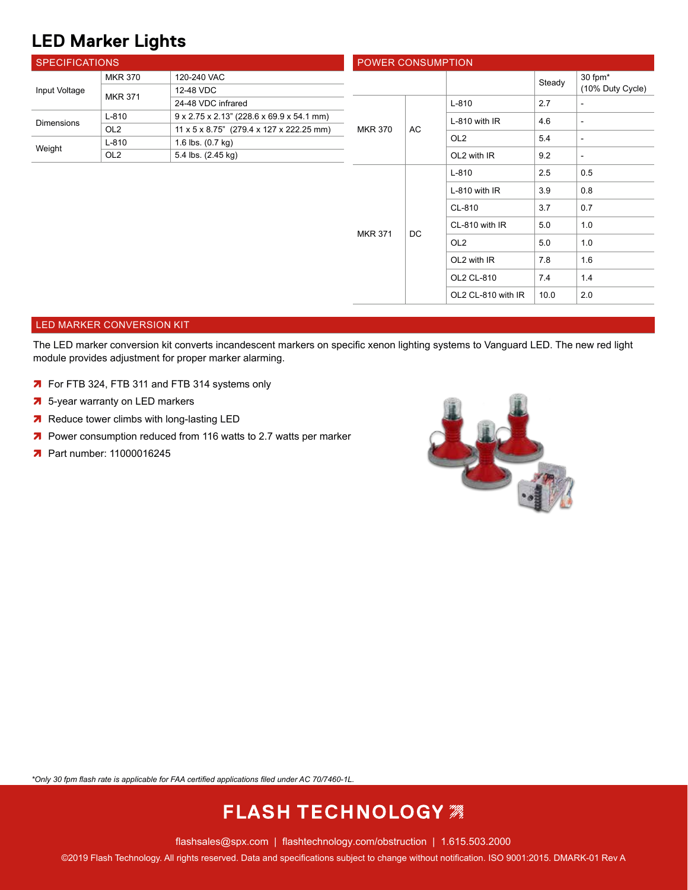# LED Marker Lights

## SPECIFICATIONS

| | | |
|---|---|---|
| Input Voltage | MKR 370 | 120-240 VAC |
| | MKR 371 | 12-48 VDC |
| | | 24-48 VDC infrared |
| Dimensions | L-810 | 9 x 2.75 x 2.13" (228.6 x 69.9 x 54.1 mm) |
| | OL2 | 11 x 5 x 8.75" (279.4 x 127 x 222.25 mm) |
| Weight | L-810 | 1.6 lbs. (0.7 kg) |
| | OL2 | 5.4 lbs. (2.45 kg) |

## POWER CONSUMPTION

| | | | Steady | 30 fpm* (10% Duty Cycle) |
|---|---|---|---|---|
| MKR 370 | AC | L-810 | 2.7 | - |
| | | L-810 with IR | 4.6 | - |
| | | OL2 | 5.4 | - |
| | | OL2 with IR | 9.2 | - |
| MKR 371 | DC | L-810 | 2.5 | 0.5 |
| | | L-810 with IR | 3.9 | 0.8 |
| | | CL-810 | 3.7 | 0.7 |
| | | CL-810 with IR | 5.0 | 1.0 |
| | | OL2 | 5.0 | 1.0 |
| | | OL2 with IR | 7.8 | 1.6 |
| | | OL2 CL-810 | 7.4 | 1.4 |
| | | OL2 CL-810 with IR | 10.0 | 2.0 |

## LED MARKER CONVERSION KIT

The LED marker conversion kit converts incandescent markers on specific xenon lighting systems to Vanguard LED. The new red light module provides adjustment for proper marker alarming.

- For FTB 324, FTB 311 and FTB 314 systems only
- 5-year warranty on LED markers
- Reduce tower climbs with long-lasting LED
- Power consumption reduced from 116 watts to 2.7 watts per marker
- Part number: 11000016245

*Only 30 fpm flash rate is applicable for FAA certified applications filed under AC 70/7460-1L.

**FLASH TECHNOLOGY**

flashsales@spx.com | flashtechnology.com/obstruction | 1.615.503.2000

©2019 Flash Technology. All rights reserved. Data and specifications subject to change without notification. ISO 9001:2015. DMARK-01 Rev A